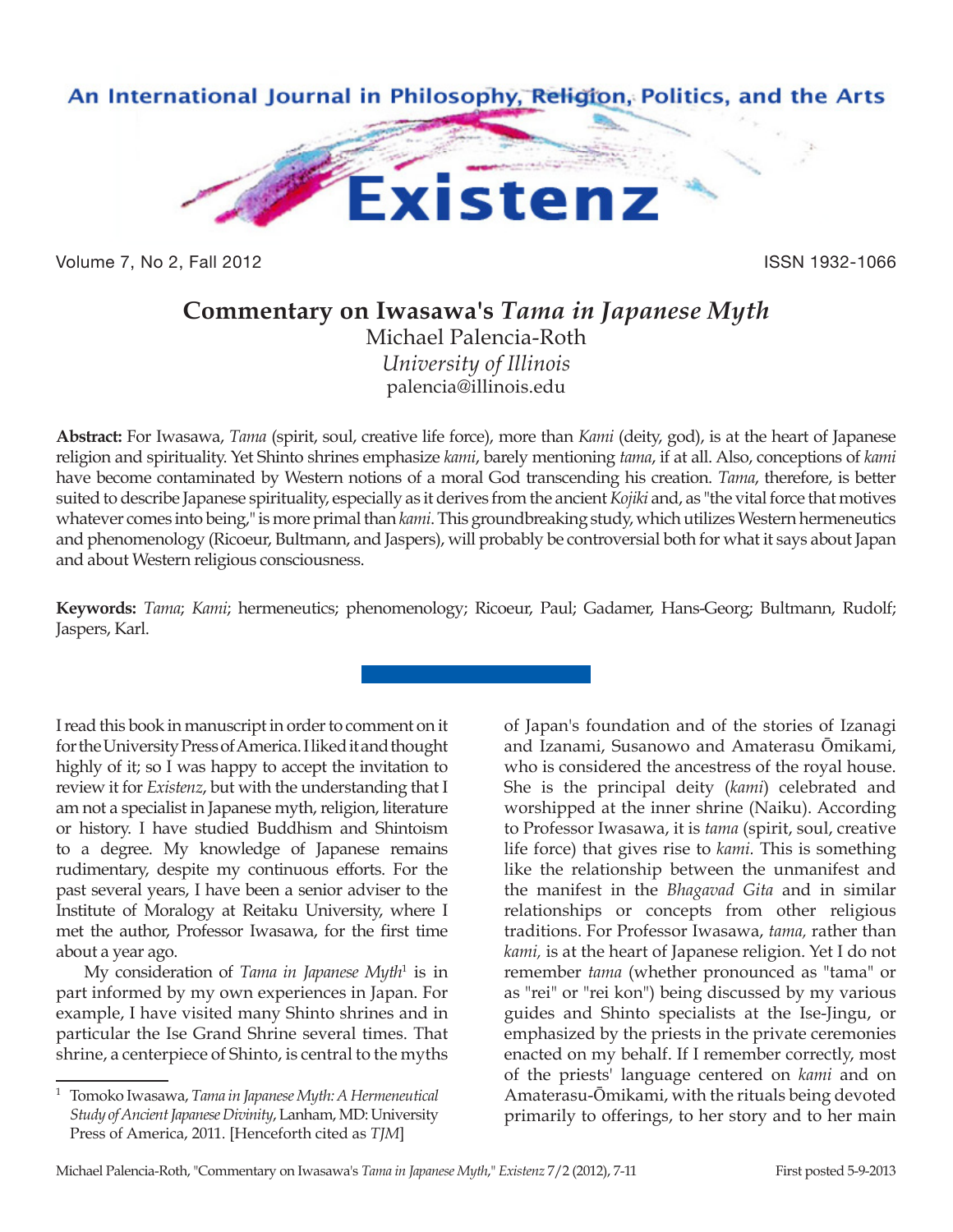An International Journal in Philosophy, Religion, Politics, and the Arts

# Existenz

Volume 7, No 2, Fall 2012 ISSN 1932-1066

## Commentary on Iwasawa's *Tama in Japanese Myth*

Michael Palencia-Roth
*University of Illinois*
palencia@illinois.edu

**Abstract:** For Iwasawa, *Tama* (spirit, soul, creative life force), more than *Kami* (deity, god), is at the heart of Japanese religion and spirituality. Yet Shinto shrines emphasize *kami*, barely mentioning *tama*, if at all. Also, conceptions of *kami* have become contaminated by Western notions of a moral God transcending his creation. *Tama*, therefore, is better suited to describe Japanese spirituality, especially as it derives from the ancient *Kojiki* and, as "the vital force that motives whatever comes into being," is more primal than *kami*. This groundbreaking study, which utilizes Western hermeneutics and phenomenology (Ricoeur, Bultmann, and Jaspers), will probably be controversial both for what it says about Japan and about Western religious consciousness.

**Keywords:** *Tama*; *Kami*; hermeneutics; phenomenology; Ricoeur, Paul; Gadamer, Hans-Georg; Bultmann, Rudolf; Jaspers, Karl.

I read this book in manuscript in order to comment on it for the University Press of America. I liked it and thought highly of it; so I was happy to accept the invitation to review it for *Existenz*, but with the understanding that I am not a specialist in Japanese myth, religion, literature or history. I have studied Buddhism and Shintoism to a degree. My knowledge of Japanese remains rudimentary, despite my continuous efforts. For the past several years, I have been a senior adviser to the Institute of Moralogy at Reitaku University, where I met the author, Professor Iwasawa, for the first time about a year ago.

My consideration of *Tama in Japanese Myth*[1] is in part informed by my own experiences in Japan. For example, I have visited many Shinto shrines and in particular the Ise Grand Shrine several times. That shrine, a centerpiece of Shinto, is central to the myths of Japan's foundation and of the stories of Izanagi and Izanami, Susanowo and Amaterasu Ōmikami, who is considered the ancestress of the royal house. She is the principal deity (*kami*) celebrated and worshipped at the inner shrine (Naiku). According to Professor Iwasawa, it is *tama* (spirit, soul, creative life force) that gives rise to *kami*. This is something like the relationship between the unmanifest and the manifest in the *Bhagavad Gita* and in similar relationships or concepts from other religious traditions. For Professor Iwasawa, *tama,* rather than *kami,* is at the heart of Japanese religion. Yet I do not remember *tama* (whether pronounced as "tama" or as "rei" or "rei kon") being discussed by my various guides and Shinto specialists at the Ise-Jingu, or emphasized by the priests in the private ceremonies enacted on my behalf. If I remember correctly, most of the priests' language centered on *kami* and on Amaterasu-Ōmikami, with the rituals being devoted primarily to offerings, to her story and to her main

[1] Tomoko Iwasawa, *Tama in Japanese Myth: A Hermeneutical Study of Ancient Japanese Divinity*, Lanham, MD: University Press of America, 2011. [Henceforth cited as *TJM*]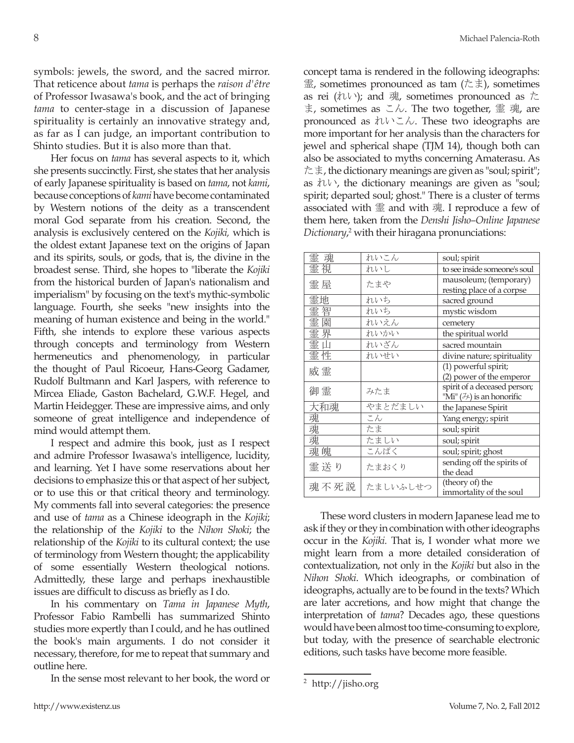symbols: jewels, the sword, and the sacred mirror. That reticence about *tama* is perhaps the *raison d'être* of Professor Iwasawa's book, and the act of bringing *tama* to center-stage in a discussion of Japanese spirituality is certainly an innovative strategy and, as far as I can judge, an important contribution to Shinto studies. But it is also more than that.

Her focus on *tama* has several aspects to it, which she presents succinctly. First, she states that her analysis of early Japanese spirituality is based on *tama*, not *kami*, because conceptions of *kami* have become contaminated by Western notions of the deity as a transcendent moral God separate from his creation. Second, the analysis is exclusively centered on the *Kojiki,* which is the oldest extant Japanese text on the origins of Japan and its spirits, souls, or gods, that is, the divine in the broadest sense. Third, she hopes to "liberate the *Kojiki* from the historical burden of Japan's nationalism and imperialism" by focusing on the text's mythic-symbolic language. Fourth, she seeks "new insights into the meaning of human existence and being in the world." Fifth, she intends to explore these various aspects through concepts and terminology from Western hermeneutics and phenomenology, in particular the thought of Paul Ricoeur, Hans-Georg Gadamer, Rudolf Bultmann and Karl Jaspers, with reference to Mircea Eliade, Gaston Bachelard, G.W.F. Hegel, and Martin Heidegger. These are impressive aims, and only someone of great intelligence and independence of mind would attempt them.

I respect and admire this book, just as I respect and admire Professor Iwasawa's intelligence, lucidity, and learning. Yet I have some reservations about her decisions to emphasize this or that aspect of her subject, or to use this or that critical theory and terminology. My comments fall into several categories: the presence and use of *tama* as a Chinese ideograph in the *Kojiki*; the relationship of the *Kojiki* to the *Nihon Shoki*; the relationship of the *Kojiki* to its cultural context; the use of terminology from Western thought; the applicability of some essentially Western theological notions. Admittedly, these large and perhaps inexhaustible issues are difficult to discuss as briefly as I do.

In his commentary on *Tama in Japanese Myth*, Professor Fabio Rambelli has summarized Shinto studies more expertly than I could, and he has outlined the book's main arguments. I do not consider it necessary, therefore, for me to repeat that summary and outline here.

In the sense most relevant to her book, the word or concept tama is rendered in the following ideographs: 霊, sometimes pronounced as tam (たま), sometimes as rei (れい); and 魂, sometimes pronounced as たま, sometimes as こん. The two together, 霊 魂, are pronounced as れいこん. These two ideographs are more important for her analysis than the characters for jewel and spherical shape (TJM 14), though both can also be associated to myths concerning Amaterasu. As たま, the dictionary meanings are given as "soul; spirit"; as れい, the dictionary meanings are given as "soul; spirit; departed soul; ghost." There is a cluster of terms associated with 霊 and with 魂. I reproduce a few of them here, taken from the *Denshi Jisho–Online Japanese Dictionary*,[2] with their hiragana pronunciations:

| | | |
|---|---|---|
| 霊 魂 | れいこん | soul; spirit |
| 霊 視 | れいし | to see inside someone's soul |
| 霊 屋 | たまや | mausoleum; (temporary) resting place of a corpse |
| 霊地 | れいち | sacred ground |
| 霊 智 | れいち | mystic wisdom |
| 霊 園 | れいえん | cemetery |
| 霊 界 | れいかい | the spiritual world |
| 霊 山 | れいざん | sacred mountain |
| 霊 性 | れいせい | divine nature; spirituality |
| 威 霊 | | (1) powerful spirit; (2) power of the emperor |
| 御 霊 | みたま | spirit of a deceased person; "Mi" (み) is an honorific |
| 大和魂 | やまとだましい | the Japanese Spirit |
| 魂 | こん | Yang energy; spirit |
| 魂 | たま | soul; spirit |
| 魂 | たましい | soul; spirit |
| 魂 魄 | こんぱく | soul; spirit; ghost |
| 霊 送 り | たまおくり | sending off the spirits of the dead |
| 魂 不 死 説 | たましいふしせつ | (theory of) the immortality of the soul |

These word clusters in modern Japanese lead me to ask if they or they in combination with other ideographs occur in the *Kojiki.* That is, I wonder what more we might learn from a more detailed consideration of contextualization, not only in the *Kojiki* but also in the *Nihon Shoki*. Which ideographs, or combination of ideographs, actually are to be found in the texts? Which are later accretions, and how might that change the interpretation of *tama*? Decades ago, these questions would have been almost too time-consuming to explore, but today, with the presence of searchable electronic editions, such tasks have become more feasible.

[2] http://jisho.org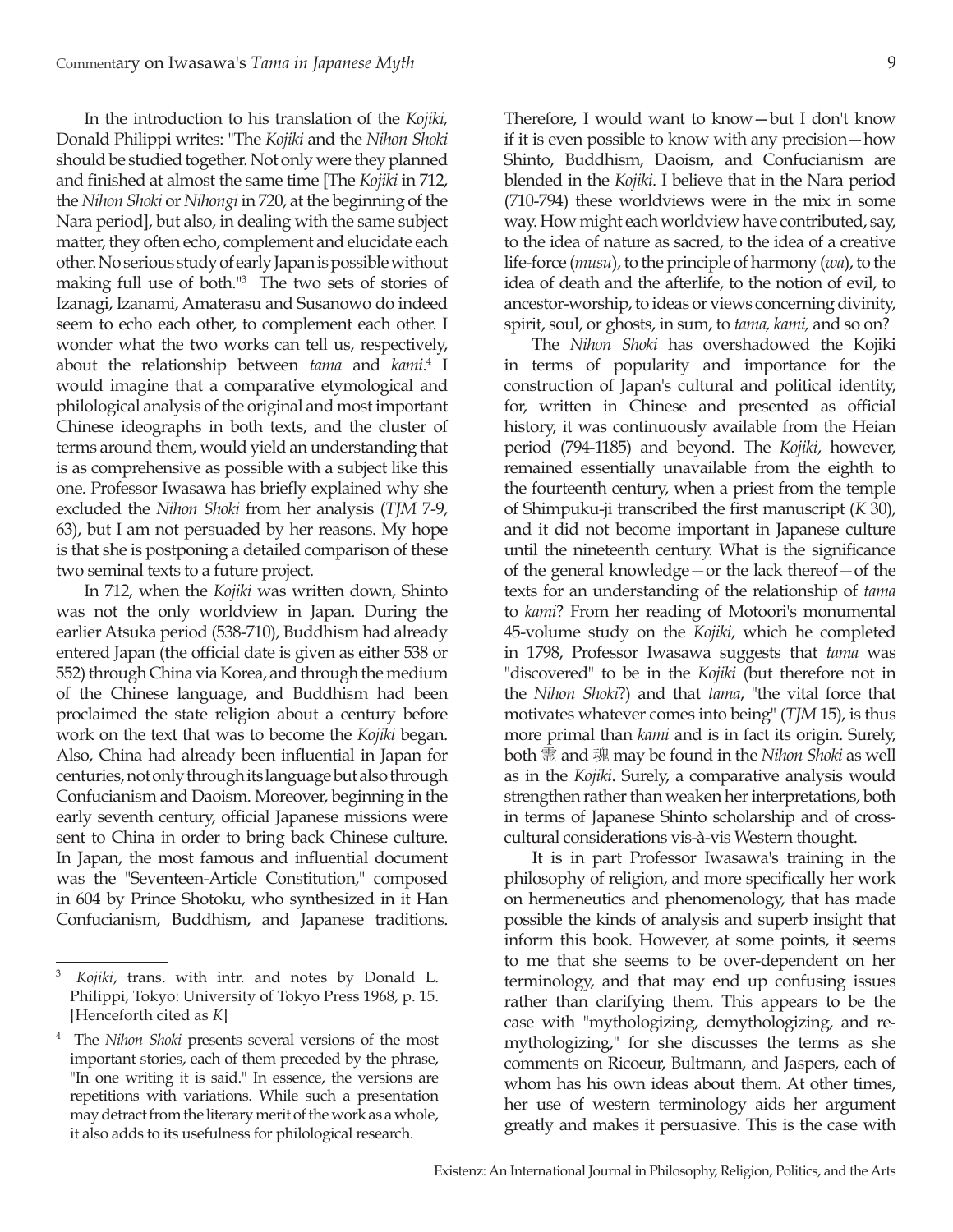In the introduction to his translation of the *Kojiki,* Donald Philippi writes: "The *Kojiki* and the *Nihon Shoki* should be studied together. Not only were they planned and finished at almost the same time [The *Kojiki* in 712, the *Nihon Shoki* or *Nihongi* in 720, at the beginning of the Nara period], but also, in dealing with the same subject matter, they often echo, complement and elucidate each other. No serious study of early Japan is possible without making full use of both."[3] The two sets of stories of Izanagi, Izanami, Amaterasu and Susanowo do indeed seem to echo each other, to complement each other. I wonder what the two works can tell us, respectively, about the relationship between *tama* and *kami*.[4] I would imagine that a comparative etymological and philological analysis of the original and most important Chinese ideographs in both texts, and the cluster of terms around them, would yield an understanding that is as comprehensive as possible with a subject like this one. Professor Iwasawa has briefly explained why she excluded the *Nihon Shoki* from her analysis (*TJM* 7-9, 63), but I am not persuaded by her reasons. My hope is that she is postponing a detailed comparison of these two seminal texts to a future project.

In 712, when the *Kojiki* was written down, Shinto was not the only worldview in Japan. During the earlier Atsuka period (538-710), Buddhism had already entered Japan (the official date is given as either 538 or 552) through China via Korea, and through the medium of the Chinese language, and Buddhism had been proclaimed the state religion about a century before work on the text that was to become the *Kojiki* began. Also, China had already been influential in Japan for centuries, not only through its language but also through Confucianism and Daoism. Moreover, beginning in the early seventh century, official Japanese missions were sent to China in order to bring back Chinese culture. In Japan, the most famous and influential document was the "Seventeen-Article Constitution," composed in 604 by Prince Shotoku, who synthesized in it Han Confucianism, Buddhism, and Japanese traditions. Therefore, I would want to know—but I don't know if it is even possible to know with any precision—how Shinto, Buddhism, Daoism, and Confucianism are blended in the *Kojiki*. I believe that in the Nara period (710-794) these worldviews were in the mix in some way. How might each worldview have contributed, say, to the idea of nature as sacred, to the idea of a creative life-force (*musu*), to the principle of harmony (*wa*), to the idea of death and the afterlife, to the notion of evil, to ancestor-worship, to ideas or views concerning divinity, spirit, soul, or ghosts, in sum, to *tama, kami,* and so on?

The *Nihon Shoki* has overshadowed the Kojiki in terms of popularity and importance for the construction of Japan's cultural and political identity, for, written in Chinese and presented as official history, it was continuously available from the Heian period (794-1185) and beyond. The *Kojiki*, however, remained essentially unavailable from the eighth to the fourteenth century, when a priest from the temple of Shimpuku-ji transcribed the first manuscript (*K* 30), and it did not become important in Japanese culture until the nineteenth century. What is the significance of the general knowledge—or the lack thereof—of the texts for an understanding of the relationship of *tama* to *kami*? From her reading of Motoori's monumental 45-volume study on the *Kojiki*, which he completed in 1798, Professor Iwasawa suggests that *tama* was "discovered" to be in the *Kojiki* (but therefore not in the *Nihon Shoki*?) and that *tama*, "the vital force that motivates whatever comes into being" (*TJM* 15), is thus more primal than *kami* and is in fact its origin. Surely, both 靈 and 魂 may be found in the *Nihon Shoki* as well as in the *Kojiki*. Surely, a comparative analysis would strengthen rather than weaken her interpretations, both in terms of Japanese Shinto scholarship and of cross-cultural considerations vis-à-vis Western thought.

It is in part Professor Iwasawa's training in the philosophy of religion, and more specifically her work on hermeneutics and phenomenology, that has made possible the kinds of analysis and superb insight that inform this book. However, at some points, it seems to me that she seems to be over-dependent on her terminology, and that may end up confusing issues rather than clarifying them. This appears to be the case with "mythologizing, demythologizing, and re-mythologizing," for she discusses the terms as she comments on Ricoeur, Bultmann, and Jaspers, each of whom has his own ideas about them. At other times, her use of western terminology aids her argument greatly and makes it persuasive. This is the case with

---

[3] *Kojiki*, trans. with intr. and notes by Donald L. Philippi, Tokyo: University of Tokyo Press 1968, p. 15. [Henceforth cited as *K*]

[4] The *Nihon Shoki* presents several versions of the most important stories, each of them preceded by the phrase, "In one writing it is said." In essence, the versions are repetitions with variations. While such a presentation may detract from the literary merit of the work as a whole, it also adds to its usefulness for philological research.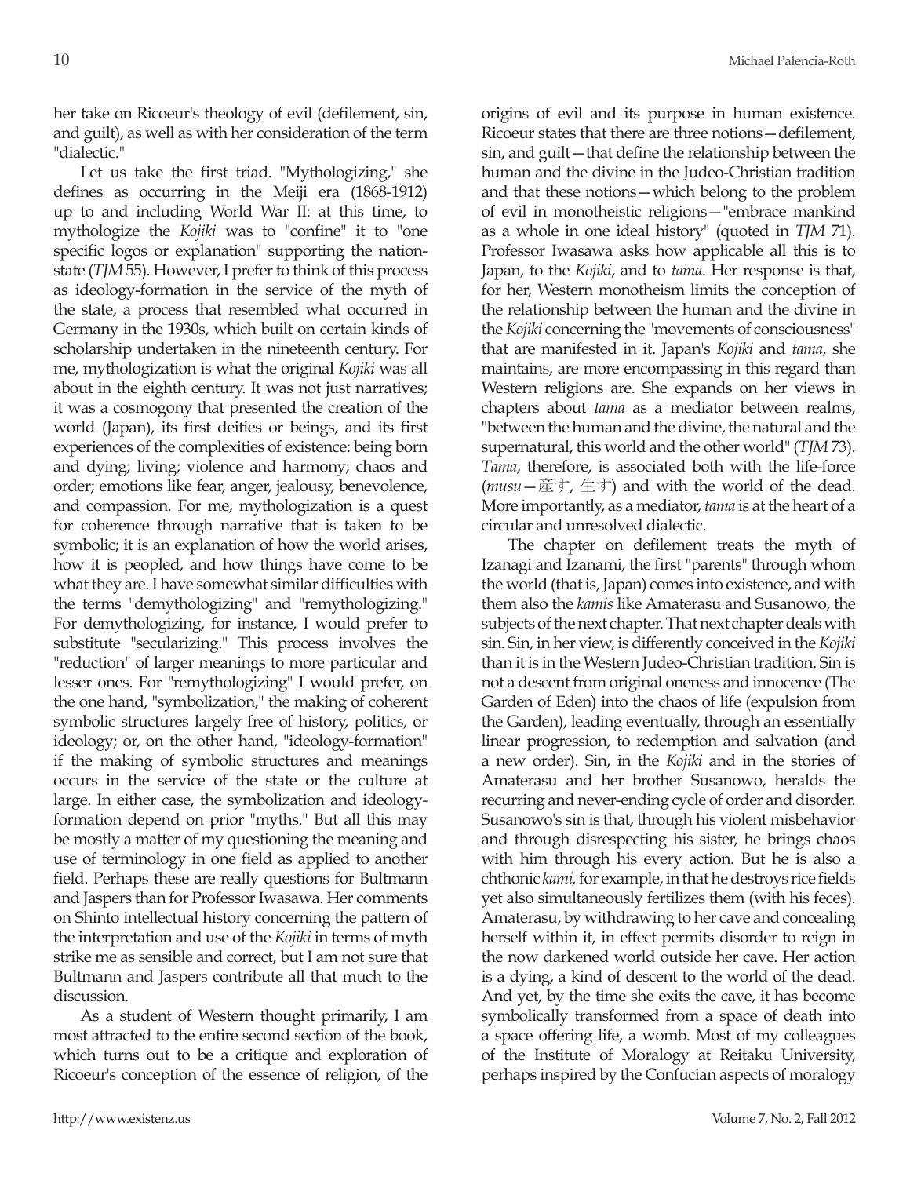her take on Ricoeur's theology of evil (defilement, sin, and guilt), as well as with her consideration of the term "dialectic."

Let us take the first triad. "Mythologizing," she defines as occurring in the Meiji era (1868-1912) up to and including World War II: at this time, to mythologize the *Kojiki* was to "confine" it to "one specific logos or explanation" supporting the nation-state (*TJM* 55). However, I prefer to think of this process as ideology-formation in the service of the myth of the state, a process that resembled what occurred in Germany in the 1930s, which built on certain kinds of scholarship undertaken in the nineteenth century. For me, mythologization is what the original *Kojiki* was all about in the eighth century. It was not just narratives; it was a cosmogony that presented the creation of the world (Japan), its first deities or beings, and its first experiences of the complexities of existence: being born and dying; living; violence and harmony; chaos and order; emotions like fear, anger, jealousy, benevolence, and compassion. For me, mythologization is a quest for coherence through narrative that is taken to be symbolic; it is an explanation of how the world arises, how it is peopled, and how things have come to be what they are. I have somewhat similar difficulties with the terms "demythologizing" and "remythologizing." For demythologizing, for instance, I would prefer to substitute "secularizing." This process involves the "reduction" of larger meanings to more particular and lesser ones. For "remythologizing" I would prefer, on the one hand, "symbolization," the making of coherent symbolic structures largely free of history, politics, or ideology; or, on the other hand, "ideology-formation" if the making of symbolic structures and meanings occurs in the service of the state or the culture at large. In either case, the symbolization and ideology-formation depend on prior "myths." But all this may be mostly a matter of my questioning the meaning and use of terminology in one field as applied to another field. Perhaps these are really questions for Bultmann and Jaspers than for Professor Iwasawa. Her comments on Shinto intellectual history concerning the pattern of the interpretation and use of the *Kojiki* in terms of myth strike me as sensible and correct, but I am not sure that Bultmann and Jaspers contribute all that much to the discussion.

As a student of Western thought primarily, I am most attracted to the entire second section of the book, which turns out to be a critique and exploration of Ricoeur's conception of the essence of religion, of the origins of evil and its purpose in human existence. Ricoeur states that there are three notions—defilement, sin, and guilt—that define the relationship between the human and the divine in the Judeo-Christian tradition and that these notions—which belong to the problem of evil in monotheistic religions—"embrace mankind as a whole in one ideal history" (quoted in *TJM* 71). Professor Iwasawa asks how applicable all this is to Japan, to the *Kojiki*, and to *tama*. Her response is that, for her, Western monotheism limits the conception of the relationship between the human and the divine in the *Kojiki* concerning the "movements of consciousness" that are manifested in it. Japan's *Kojiki* and *tama*, she maintains, are more encompassing in this regard than Western religions are. She expands on her views in chapters about *tama* as a mediator between realms, "between the human and the divine, the natural and the supernatural, this world and the other world" (*TJM* 73). *Tama*, therefore, is associated both with the life-force (*musu*—産す, 生す) and with the world of the dead. More importantly, as a mediator, *tama* is at the heart of a circular and unresolved dialectic.

The chapter on defilement treats the myth of Izanagi and Izanami, the first "parents" through whom the world (that is, Japan) comes into existence, and with them also the *kamis* like Amaterasu and Susanowo, the subjects of the next chapter. That next chapter deals with sin. Sin, in her view, is differently conceived in the *Kojiki* than it is in the Western Judeo-Christian tradition. Sin is not a descent from original oneness and innocence (The Garden of Eden) into the chaos of life (expulsion from the Garden), leading eventually, through an essentially linear progression, to redemption and salvation (and a new order). Sin, in the *Kojiki* and in the stories of Amaterasu and her brother Susanowo, heralds the recurring and never-ending cycle of order and disorder. Susanowo's sin is that, through his violent misbehavior and through disrespecting his sister, he brings chaos with him through his every action. But he is also a chthonic *kami,* for example, in that he destroys rice fields yet also simultaneously fertilizes them (with his feces). Amaterasu, by withdrawing to her cave and concealing herself within it, in effect permits disorder to reign in the now darkened world outside her cave. Her action is a dying, a kind of descent to the world of the dead. And yet, by the time she exits the cave, it has become symbolically transformed from a space of death into a space offering life, a womb. Most of my colleagues of the Institute of Moralogy at Reitaku University, perhaps inspired by the Confucian aspects of moralogy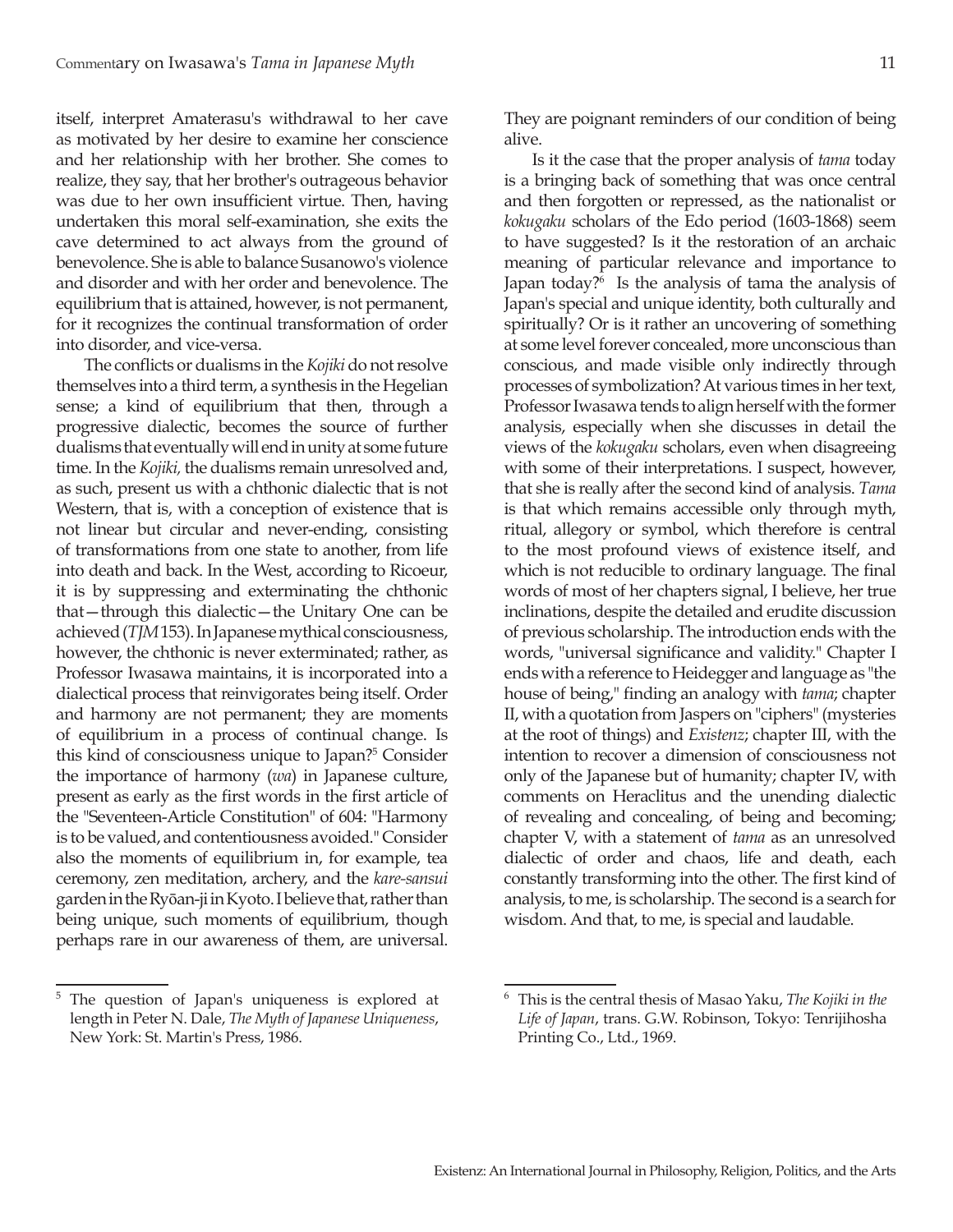itself, interpret Amaterasu's withdrawal to her cave as motivated by her desire to examine her conscience and her relationship with her brother. She comes to realize, they say, that her brother's outrageous behavior was due to her own insufficient virtue. Then, having undertaken this moral self-examination, she exits the cave determined to act always from the ground of benevolence. She is able to balance Susanowo's violence and disorder and with her order and benevolence. The equilibrium that is attained, however, is not permanent, for it recognizes the continual transformation of order into disorder, and vice-versa.

The conflicts or dualisms in the *Kojiki* do not resolve themselves into a third term, a synthesis in the Hegelian sense; a kind of equilibrium that then, through a progressive dialectic, becomes the source of further dualisms that eventually will end in unity at some future time. In the *Kojiki,* the dualisms remain unresolved and, as such, present us with a chthonic dialectic that is not Western, that is, with a conception of existence that is not linear but circular and never-ending, consisting of transformations from one state to another, from life into death and back. In the West, according to Ricoeur, it is by suppressing and exterminating the chthonic that—through this dialectic—the Unitary One can be achieved (*TJM* 153). In Japanese mythical consciousness, however, the chthonic is never exterminated; rather, as Professor Iwasawa maintains, it is incorporated into a dialectical process that reinvigorates being itself. Order and harmony are not permanent; they are moments of equilibrium in a process of continual change. Is this kind of consciousness unique to Japan?[5] Consider the importance of harmony (*wa*) in Japanese culture, present as early as the first words in the first article of the "Seventeen-Article Constitution" of 604: "Harmony is to be valued, and contentiousness avoided." Consider also the moments of equilibrium in, for example, tea ceremony, zen meditation, archery, and the *kare-sansui* garden in the Ryōan-ji in Kyoto. I believe that, rather than being unique, such moments of equilibrium, though perhaps rare in our awareness of them, are universal. They are poignant reminders of our condition of being alive.

Is it the case that the proper analysis of *tama* today is a bringing back of something that was once central and then forgotten or repressed, as the nationalist or *kokugaku* scholars of the Edo period (1603-1868) seem to have suggested? Is it the restoration of an archaic meaning of particular relevance and importance to Japan today?[6] Is the analysis of tama the analysis of Japan's special and unique identity, both culturally and spiritually? Or is it rather an uncovering of something at some level forever concealed, more unconscious than conscious, and made visible only indirectly through processes of symbolization? At various times in her text, Professor Iwasawa tends to align herself with the former analysis, especially when she discusses in detail the views of the *kokugaku* scholars, even when disagreeing with some of their interpretations. I suspect, however, that she is really after the second kind of analysis. *Tama* is that which remains accessible only through myth, ritual, allegory or symbol, which therefore is central to the most profound views of existence itself, and which is not reducible to ordinary language. The final words of most of her chapters signal, I believe, her true inclinations, despite the detailed and erudite discussion of previous scholarship. The introduction ends with the words, "universal significance and validity." Chapter I ends with a reference to Heidegger and language as "the house of being," finding an analogy with *tama*; chapter II, with a quotation from Jaspers on "ciphers" (mysteries at the root of things) and *Existenz*; chapter III, with the intention to recover a dimension of consciousness not only of the Japanese but of humanity; chapter IV, with comments on Heraclitus and the unending dialectic of revealing and concealing, of being and becoming; chapter V, with a statement of *tama* as an unresolved dialectic of order and chaos, life and death, each constantly transforming into the other. The first kind of analysis, to me, is scholarship. The second is a search for wisdom. And that, to me, is special and laudable.

---

[5] The question of Japan's uniqueness is explored at length in Peter N. Dale, *The Myth of Japanese Uniqueness*, New York: St. Martin's Press, 1986.

[6] This is the central thesis of Masao Yaku, *The Kojiki in the Life of Japan*, trans. G.W. Robinson, Tokyo: Tenrijihosha Printing Co., Ltd., 1969.